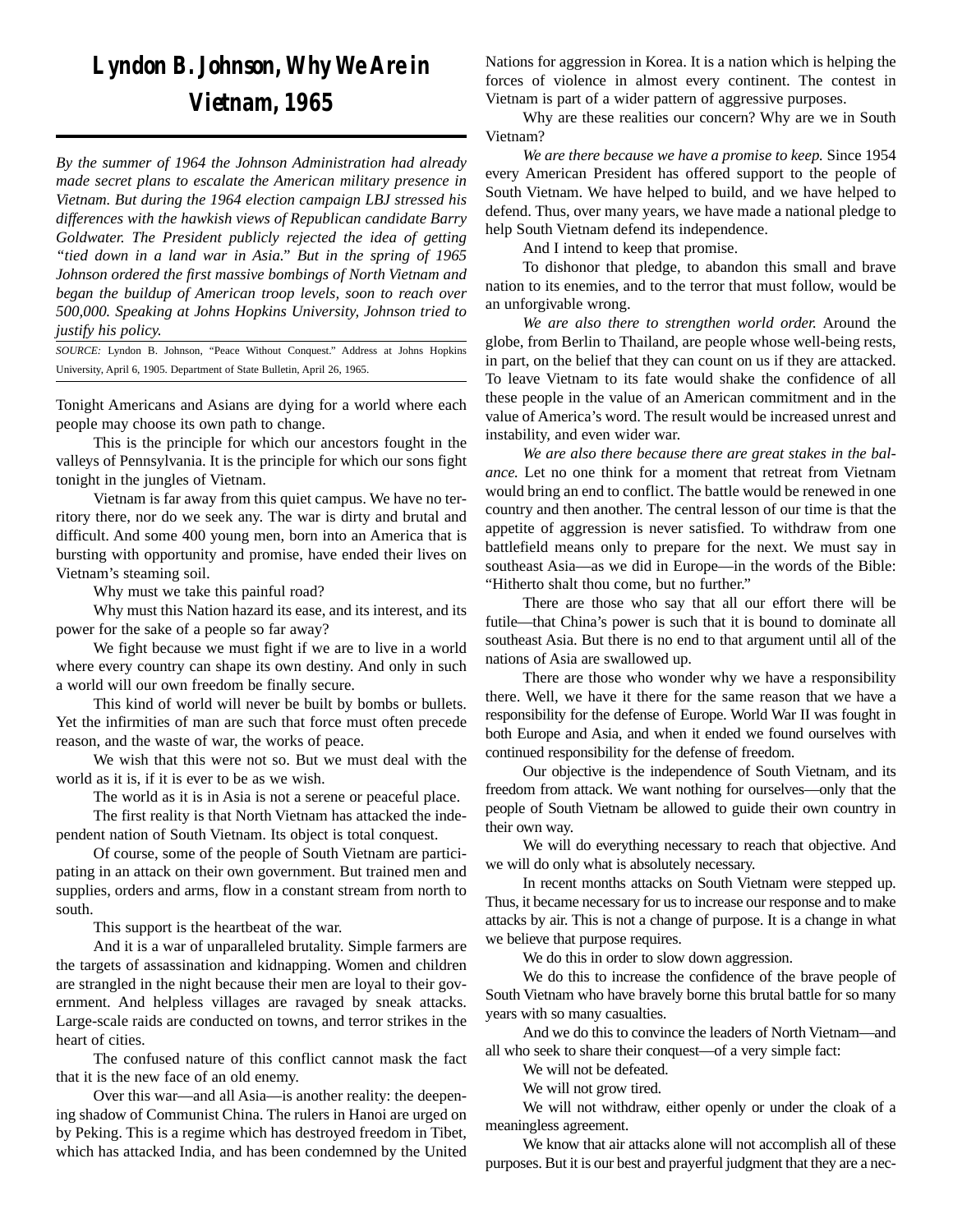# Lyndon B. Johnson, Why We Are in Vietnam, 1965

*By the summer of 1964 the Johnson Administration had already made secret plans to escalate the American military presence in Vietnam. But during the 1964 election campaign LBJ stressed his differences with the hawkish views of Republican candidate Barry Goldwater. The President publicly rejected the idea of getting "tied down in a land war in Asia." But in the spring of 1965 Johnson ordered the first massive bombings of North Vietnam and began the buildup of American troop levels, soon to reach over 500,000. Speaking at Johns Hopkins University, Johnson tried to justify his policy.*

*SOURCE:* Lyndon B. Johnson, "Peace Without Conquest." Address at Johns Hopkins University, April 6, 1905. Department of State Bulletin, April 26, 1965.

Tonight Americans and Asians are dying for a world where each people may choose its own path to change.

This is the principle for which our ancestors fought in the valleys of Pennsylvania. It is the principle for which our sons fight tonight in the jungles of Vietnam.

Vietnam is far away from this quiet campus. We have no territory there, nor do we seek any. The war is dirty and brutal and difficult. And some 400 young men, born into an America that is bursting with opportunity and promise, have ended their lives on Vietnam's steaming soil.

Why must we take this painful road?

Why must this Nation hazard its ease, and its interest, and its power for the sake of a people so far away?

We fight because we must fight if we are to live in a world where every country can shape its own destiny. And only in such a world will our own freedom be finally secure.

This kind of world will never be built by bombs or bullets. Yet the infirmities of man are such that force must often precede reason, and the waste of war, the works of peace.

We wish that this were not so. But we must deal with the world as it is, if it is ever to be as we wish.

The world as it is in Asia is not a serene or peaceful place.

The first reality is that North Vietnam has attacked the independent nation of South Vietnam. Its object is total conquest.

Of course, some of the people of South Vietnam are participating in an attack on their own government. But trained men and supplies, orders and arms, flow in a constant stream from north to south.

This support is the heartbeat of the war.

And it is a war of unparalleled brutality. Simple farmers are the targets of assassination and kidnapping. Women and children are strangled in the night because their men are loyal to their government. And helpless villages are ravaged by sneak attacks. Large-scale raids are conducted on towns, and terror strikes in the heart of cities.

The confused nature of this conflict cannot mask the fact that it is the new face of an old enemy.

Over this war—and all Asia—is another reality: the deepening shadow of Communist China. The rulers in Hanoi are urged on by Peking. This is a regime which has destroyed freedom in Tibet, which has attacked India, and has been condemned by the United Nations for aggression in Korea. It is a nation which is helping the forces of violence in almost every continent. The contest in Vietnam is part of a wider pattern of aggressive purposes.

Why are these realities our concern? Why are we in South Vietnam?

*We are there because we have a promise to keep.* Since 1954 every American President has offered support to the people of South Vietnam. We have helped to build, and we have helped to defend. Thus, over many years, we have made a national pledge to help South Vietnam defend its independence.

And I intend to keep that promise.

To dishonor that pledge, to abandon this small and brave nation to its enemies, and to the terror that must follow, would be an unforgivable wrong.

*We are also there to strengthen world order.* Around the globe, from Berlin to Thailand, are people whose well-being rests, in part, on the belief that they can count on us if they are attacked. To leave Vietnam to its fate would shake the confidence of all these people in the value of an American commitment and in the value of America's word. The result would be increased unrest and instability, and even wider war.

*We are also there because there are great stakes in the balance.* Let no one think for a moment that retreat from Vietnam would bring an end to conflict. The battle would be renewed in one country and then another. The central lesson of our time is that the appetite of aggression is never satisfied. To withdraw from one battlefield means only to prepare for the next. We must say in southeast Asia—as we did in Europe—in the words of the Bible: "Hitherto shalt thou come, but no further."

There are those who say that all our effort there will be futile—that China's power is such that it is bound to dominate all southeast Asia. But there is no end to that argument until all of the nations of Asia are swallowed up.

There are those who wonder why we have a responsibility there. Well, we have it there for the same reason that we have a responsibility for the defense of Europe. World War II was fought in both Europe and Asia, and when it ended we found ourselves with continued responsibility for the defense of freedom.

Our objective is the independence of South Vietnam, and its freedom from attack. We want nothing for ourselves—only that the people of South Vietnam be allowed to guide their own country in their own way.

We will do everything necessary to reach that objective. And we will do only what is absolutely necessary.

In recent months attacks on South Vietnam were stepped up. Thus, it became necessary for us to increase our response and to make attacks by air. This is not a change of purpose. It is a change in what we believe that purpose requires.

We do this in order to slow down aggression.

We do this to increase the confidence of the brave people of South Vietnam who have bravely borne this brutal battle for so many years with so many casualties.

And we do this to convince the leaders of North Vietnam—and all who seek to share their conquest—of a very simple fact:

We will not be defeated.

We will not grow tired.

We will not withdraw, either openly or under the cloak of a meaningless agreement.

We know that air attacks alone will not accomplish all of these purposes. But it is our best and prayerful judgment that they are a nec-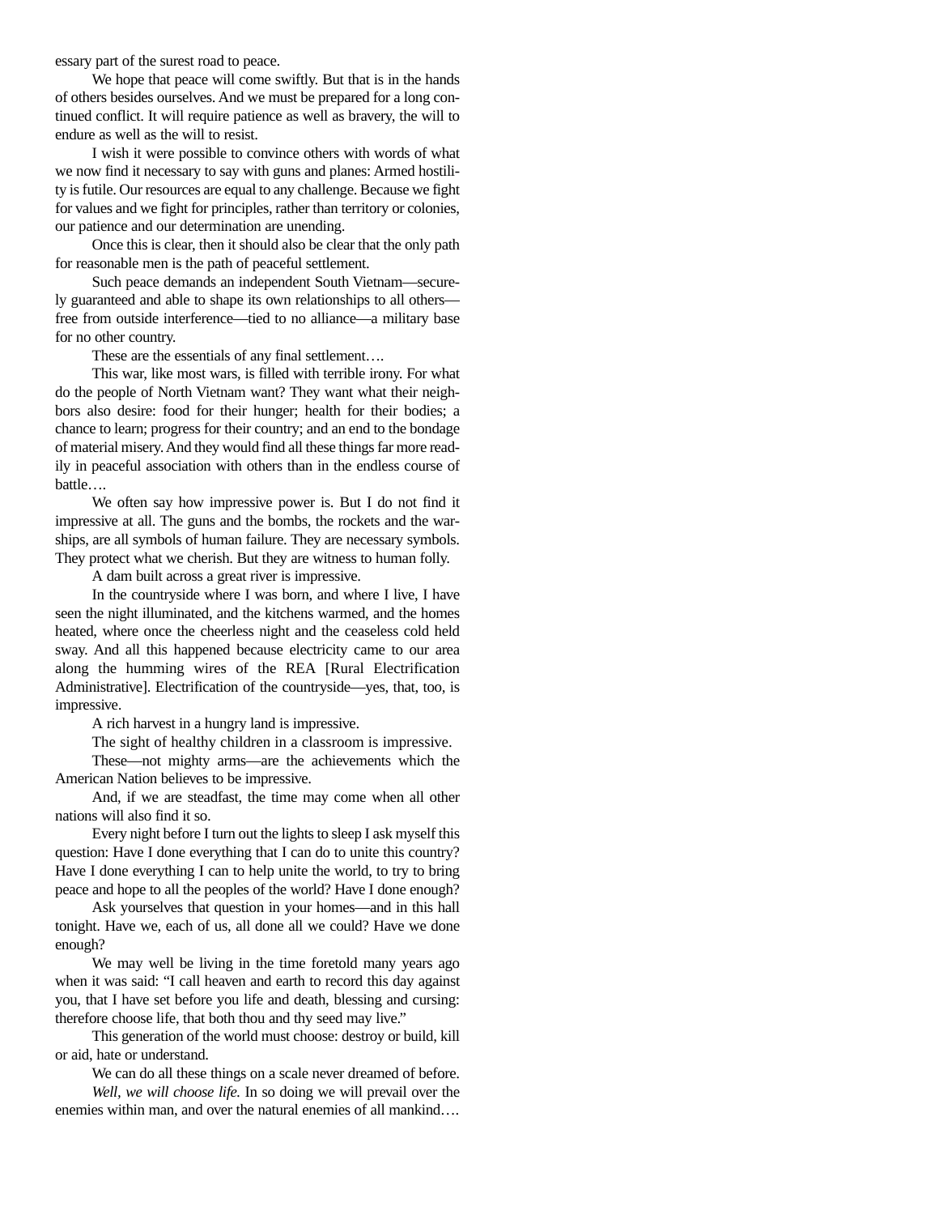essary part of the surest road to peace.

We hope that peace will come swiftly. But that is in the hands of others besides ourselves. And we must be prepared for a long continued conflict. It will require patience as well as bravery, the will to endure as well as the will to resist.

I wish it were possible to convince others with words of what we now find it necessary to say with guns and planes: Armed hostility is futile. Our resources are equal to any challenge. Because we fight for values and we fight for principles, rather than territory or colonies, our patience and our determination are unending.

Once this is clear, then it should also be clear that the only path for reasonable men is the path of peaceful settlement.

Such peace demands an independent South Vietnam—securely guaranteed and able to shape its own relationships to all others—free from outside interference—tied to no alliance—a military base for no other country.

These are the essentials of any final settlement….

This war, like most wars, is filled with terrible irony. For what do the people of North Vietnam want? They want what their neighbors also desire: food for their hunger; health for their bodies; a chance to learn; progress for their country; and an end to the bondage of material misery. And they would find all these things far more readily in peaceful association with others than in the endless course of battle….

We often say how impressive power is. But I do not find it impressive at all. The guns and the bombs, the rockets and the warships, are all symbols of human failure. They are necessary symbols. They protect what we cherish. But they are witness to human folly.

A dam built across a great river is impressive.

In the countryside where I was born, and where I live, I have seen the night illuminated, and the kitchens warmed, and the homes heated, where once the cheerless night and the ceaseless cold held sway. And all this happened because electricity came to our area along the humming wires of the REA [Rural Electrification Administrative]. Electrification of the countryside—yes, that, too, is impressive.

A rich harvest in a hungry land is impressive.

The sight of healthy children in a classroom is impressive.

These—not mighty arms—are the achievements which the American Nation believes to be impressive.

And, if we are steadfast, the time may come when all other nations will also find it so.

Every night before I turn out the lights to sleep I ask myself this question: Have I done everything that I can do to unite this country? Have I done everything I can to help unite the world, to try to bring peace and hope to all the peoples of the world? Have I done enough?

Ask yourselves that question in your homes—and in this hall tonight. Have we, each of us, all done all we could? Have we done enough?

We may well be living in the time foretold many years ago when it was said: "I call heaven and earth to record this day against you, that I have set before you life and death, blessing and cursing: therefore choose life, that both thou and thy seed may live."

This generation of the world must choose: destroy or build, kill or aid, hate or understand.

We can do all these things on a scale never dreamed of before.

*Well, we will choose life.* In so doing we will prevail over the enemies within man, and over the natural enemies of all mankind….